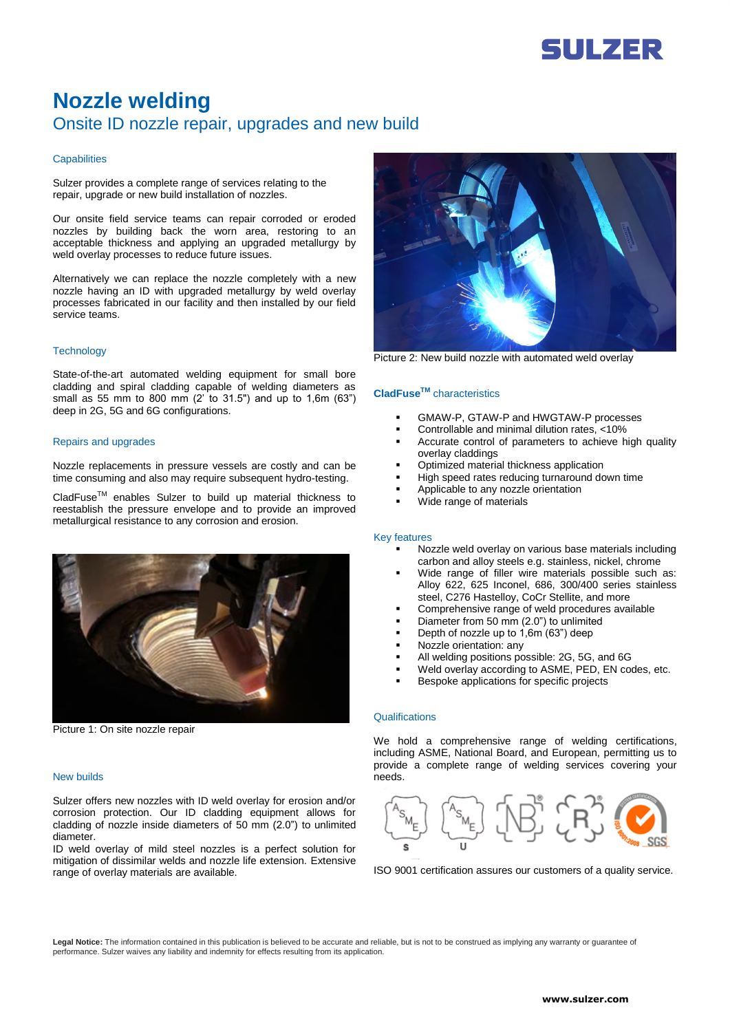# Nozzle welding

## Onsite ID nozzle repair, upgrades and new build

### Capabilities

Sulzer provides a complete range of services relating to the repair, upgrade or new build installation of nozzles.

Our onsite field service teams can repair corroded or eroded nozzles by building back the worn area, restoring to an acceptable thickness and applying an upgraded metallurgy by weld overlay processes to reduce future issues.

Alternatively we can replace the nozzle completely with a new nozzle having an ID with upgraded metallurgy by weld overlay processes fabricated in our facility and then installed by our field service teams.

### Technology

State-of-the-art automated welding equipment for small bore cladding and spiral cladding capable of welding diameters as small as 55 mm to 800 mm (2' to 31.5") and up to 1,6m (63") deep in 2G, 5G and 6G configurations.

### Repairs and upgrades

Nozzle replacements in pressure vessels are costly and can be time consuming and also may require subsequent hydro-testing.

CladFuse™ enables Sulzer to build up material thickness to reestablish the pressure envelope and to provide an improved metallurgical resistance to any corrosion and erosion.

Picture 1: On site nozzle repair

### New builds

Sulzer offers new nozzles with ID weld overlay for erosion and/or corrosion protection. Our ID cladding equipment allows for cladding of nozzle inside diameters of 50 mm (2.0") to unlimited diameter.

ID weld overlay of mild steel nozzles is a perfect solution for mitigation of dissimilar welds and nozzle life extension. Extensive range of overlay materials are available.

Picture 2: New build nozzle with automated weld overlay

### **CladFuse™** characteristics

- GMAW-P, GTAW-P and HWGTAW-P processes
- Controllable and minimal dilution rates, <10%
- Accurate control of parameters to achieve high quality overlay claddings
- Optimized material thickness application
- High speed rates reducing turnaround down time
- Applicable to any nozzle orientation
- Wide range of materials

### Key features

- Nozzle weld overlay on various base materials including carbon and alloy steels e.g. stainless, nickel, chrome
- Wide range of filler wire materials possible such as: Alloy 622, 625 Inconel, 686, 300/400 series stainless steel, C276 Hastelloy, CoCr Stellite, and more
- Comprehensive range of weld procedures available
- Diameter from 50 mm (2.0") to unlimited
- Depth of nozzle up to 1,6m (63") deep
- Nozzle orientation: any
- All welding positions possible: 2G, 5G, and 6G
- Weld overlay according to ASME, PED, EN codes, etc.
- Bespoke applications for specific projects

### Qualifications

We hold a comprehensive range of welding certifications, including ASME, National Board, and European, permitting us to provide a complete range of welding services covering your needs.

ISO 9001 certification assures our customers of a quality service.

**Legal Notice:** The information contained in this publication is believed to be accurate and reliable, but is not to be construed as implying any warranty or guarantee of performance. Sulzer waives any liability and indemnity for effects resulting from its application.

**www.sulzer.com**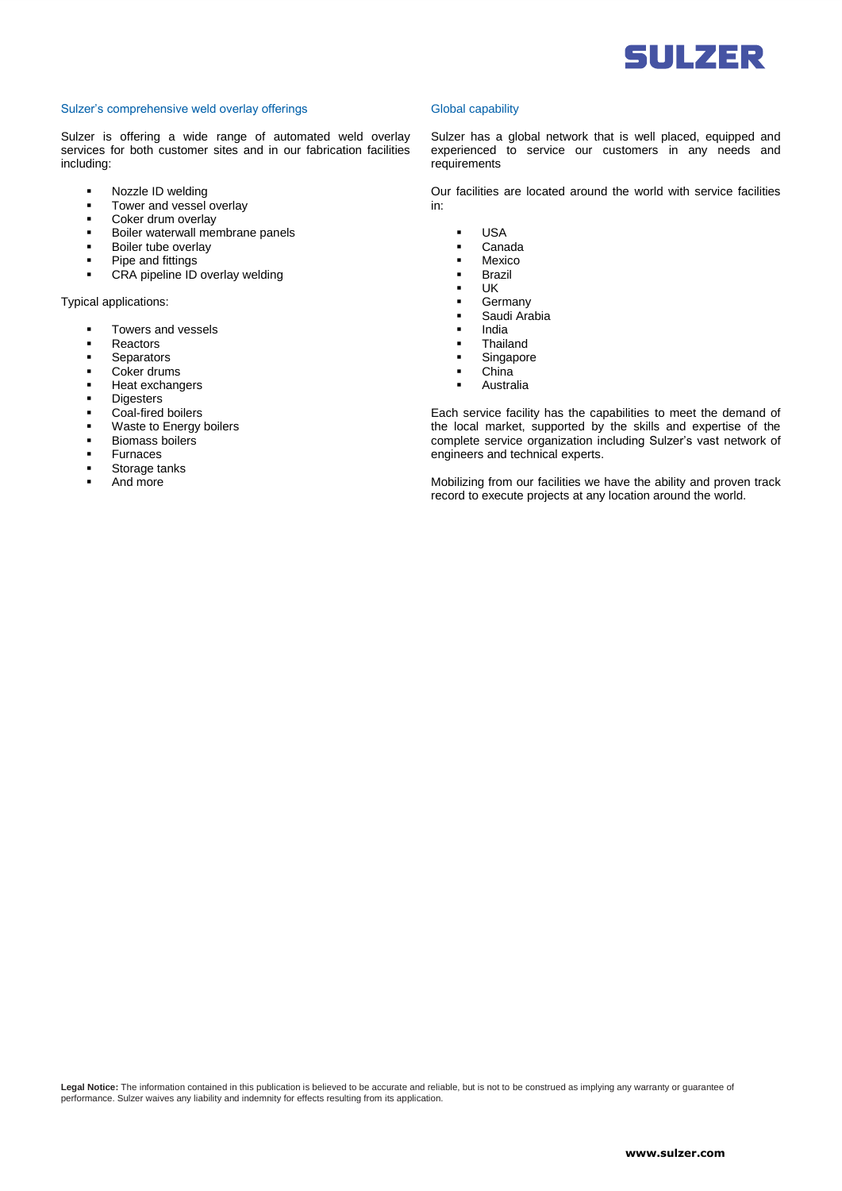## Sulzer's comprehensive weld overlay offerings

Sulzer is offering a wide range of automated weld overlay services for both customer sites and in our fabrication facilities including:

- Nozzle ID welding
- Tower and vessel overlay
- Coker drum overlay
- Boiler waterwall membrane panels
- Boiler tube overlay
- Pipe and fittings
- CRA pipeline ID overlay welding

Typical applications:

- Towers and vessels
- Reactors
- Separators
- Coker drums
- Heat exchangers
- Digesters
- Coal-fired boilers
- Waste to Energy boilers
- Biomass boilers
- Furnaces
- Storage tanks
- And more

## Global capability

Sulzer has a global network that is well placed, equipped and experienced to service our customers in any needs and requirements

Our facilities are located around the world with service facilities in:

- USA
- Canada
- Mexico
- Brazil
- UK
- Germany
- Saudi Arabia
- India
- Thailand
- Singapore
- China
- Australia

Each service facility has the capabilities to meet the demand of the local market, supported by the skills and expertise of the complete service organization including Sulzer's vast network of engineers and technical experts.

Mobilizing from our facilities we have the ability and proven track record to execute projects at any location around the world.

**Legal Notice:** The information contained in this publication is believed to be accurate and reliable, but is not to be construed as implying any warranty or guarantee of performance. Sulzer waives any liability and indemnity for effects resulting from its application.

**www.sulzer.com**